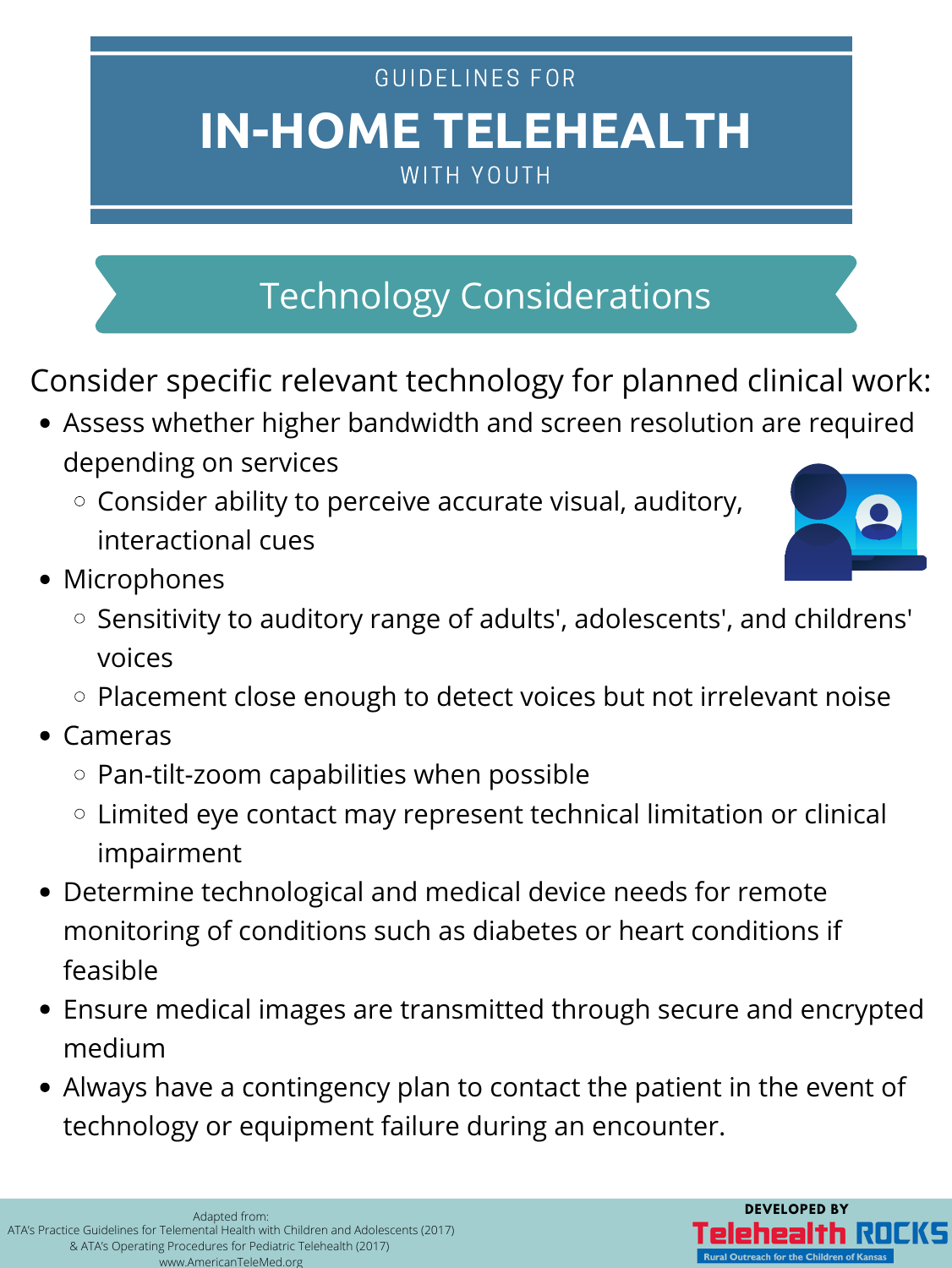GUIDELINES FOR

# IN-HOME TELEHEALTH

WITH YOUTH

## Technology Considerations

Consider specific relevant technology for planned clinical work:

- Assess whether higher bandwidth and screen resolution are required depending on services
  - Consider ability to perceive accurate visual, auditory, interactional cues
- Microphones
  - Sensitivity to auditory range of adults', adolescents', and childrens' voices
  - Placement close enough to detect voices but not irrelevant noise
- Cameras
  - Pan-tilt-zoom capabilities when possible
  - Limited eye contact may represent technical limitation or clinical impairment
- Determine technological and medical device needs for remote monitoring of conditions such as diabetes or heart conditions if feasible
- Ensure medical images are transmitted through secure and encrypted medium
- Always have a contingency plan to contact the patient in the event of technology or equipment failure during an encounter.

Adapted from:
ATA's Practice Guidelines for Telemental Health with Children and Adolescents (2017)
& ATA's Operating Procedures for Pediatric Telehealth (2017)
www.AmericanTeleMed.org

DEVELOPED BY
Telehealth ROCKS
Rural Outreach for the Children of Kansas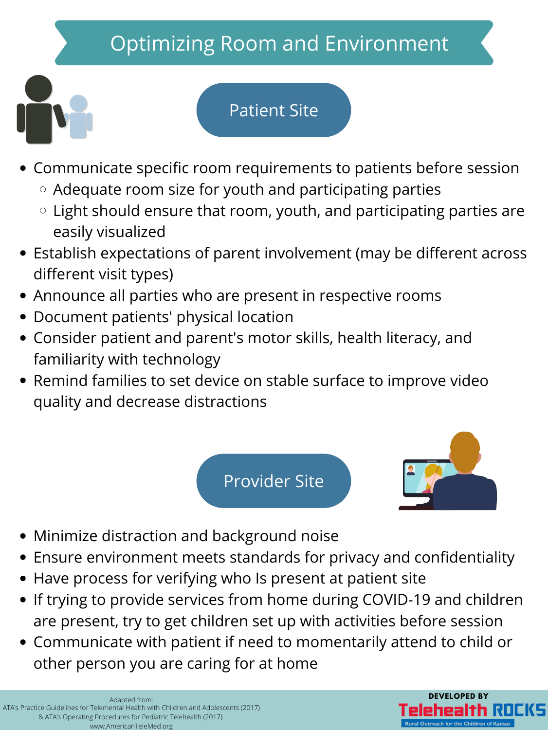# Optimizing Room and Environment

## Patient Site

- Communicate specific room requirements to patients before session
  - Adequate room size for youth and participating parties
  - Light should ensure that room, youth, and participating parties are easily visualized
- Establish expectations of parent involvement (may be different across different visit types)
- Announce all parties who are present in respective rooms
- Document patients' physical location
- Consider patient and parent's motor skills, health literacy, and familiarity with technology
- Remind families to set device on stable surface to improve video quality and decrease distractions

## Provider Site

- Minimize distraction and background noise
- Ensure environment meets standards for privacy and confidentiality
- Have process for verifying who Is present at patient site
- If trying to provide services from home during COVID-19 and children are present, try to get children set up with activities before session
- Communicate with patient if need to momentarily attend to child or other person you are caring for at home

Adapted from:
ATA's Practice Guidelines for Telemental Health with Children and Adolescents (2017)
& ATA's Operating Procedures for Pediatric Telehealth (2017)
www.AmericanTeleMed.org

DEVELOPED BY
Telehealth ROCKS
Rural Outreach for the Children of Kansas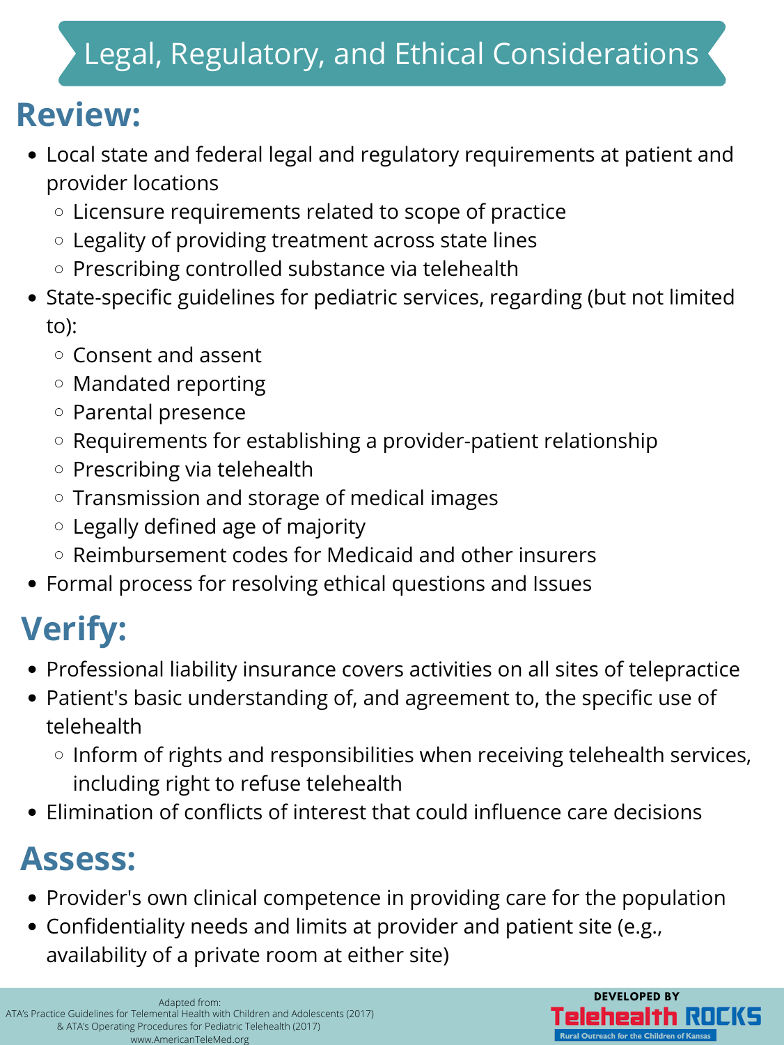# Legal, Regulatory, and Ethical Considerations

## Review:

- Local state and federal legal and regulatory requirements at patient and provider locations
  - Licensure requirements related to scope of practice
  - Legality of providing treatment across state lines
  - Prescribing controlled substance via telehealth
- State-specific guidelines for pediatric services, regarding (but not limited to):
  - Consent and assent
  - Mandated reporting
  - Parental presence
  - Requirements for establishing a provider-patient relationship
  - Prescribing via telehealth
  - Transmission and storage of medical images
  - Legally defined age of majority
  - Reimbursement codes for Medicaid and other insurers
- Formal process for resolving ethical questions and Issues

## Verify:

- Professional liability insurance covers activities on all sites of telepractice
- Patient's basic understanding of, and agreement to, the specific use of telehealth
  - Inform of rights and responsibilities when receiving telehealth services, including right to refuse telehealth
- Elimination of conflicts of interest that could influence care decisions

## Assess:

- Provider's own clinical competence in providing care for the population
- Confidentiality needs and limits at provider and patient site (e.g., availability of a private room at either site)

Adapted from:
ATA's Practice Guidelines for Telemental Health with Children and Adolescents (2017)
& ATA's Operating Procedures for Pediatric Telehealth (2017)
www.AmericanTeleMed.org

DEVELOPED BY
Telehealth ROCKS
Rural Outreach for the Children of Kansas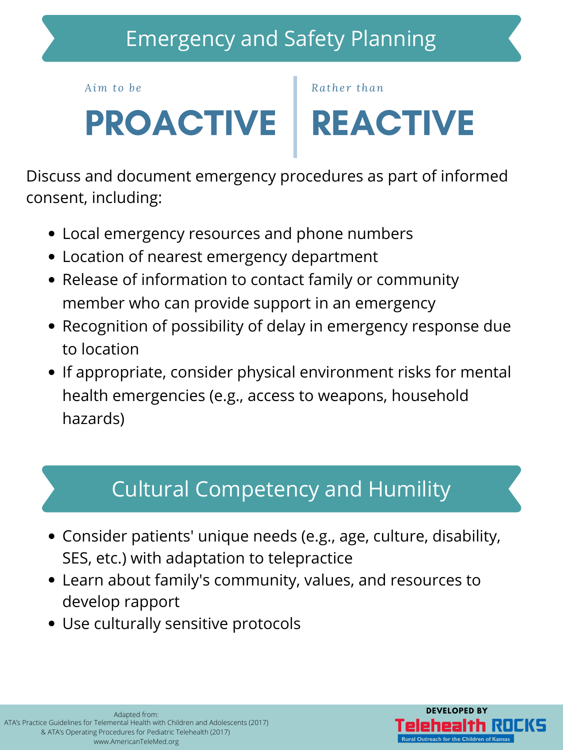## Emergency and Safety Planning

*Aim to be*

**PROACTIVE**

*Rather than*

**REACTIVE**

Discuss and document emergency procedures as part of informed consent, including:

- Local emergency resources and phone numbers
- Location of nearest emergency department
- Release of information to contact family or community member who can provide support in an emergency
- Recognition of possibility of delay in emergency response due to location
- If appropriate, consider physical environment risks for mental health emergencies (e.g., access to weapons, household hazards)

## Cultural Competency and Humility

- Consider patients' unique needs (e.g., age, culture, disability, SES, etc.) with adaptation to telepractice
- Learn about family's community, values, and resources to develop rapport
- Use culturally sensitive protocols

Adapted from:
ATA's Practice Guidelines for Telemental Health with Children and Adolescents (2017)
& ATA's Operating Procedures for Pediatric Telehealth (2017)
www.AmericanTeleMed.org

DEVELOPED BY
Telehealth ROCKS
Rural Outreach for the Children of Kansas